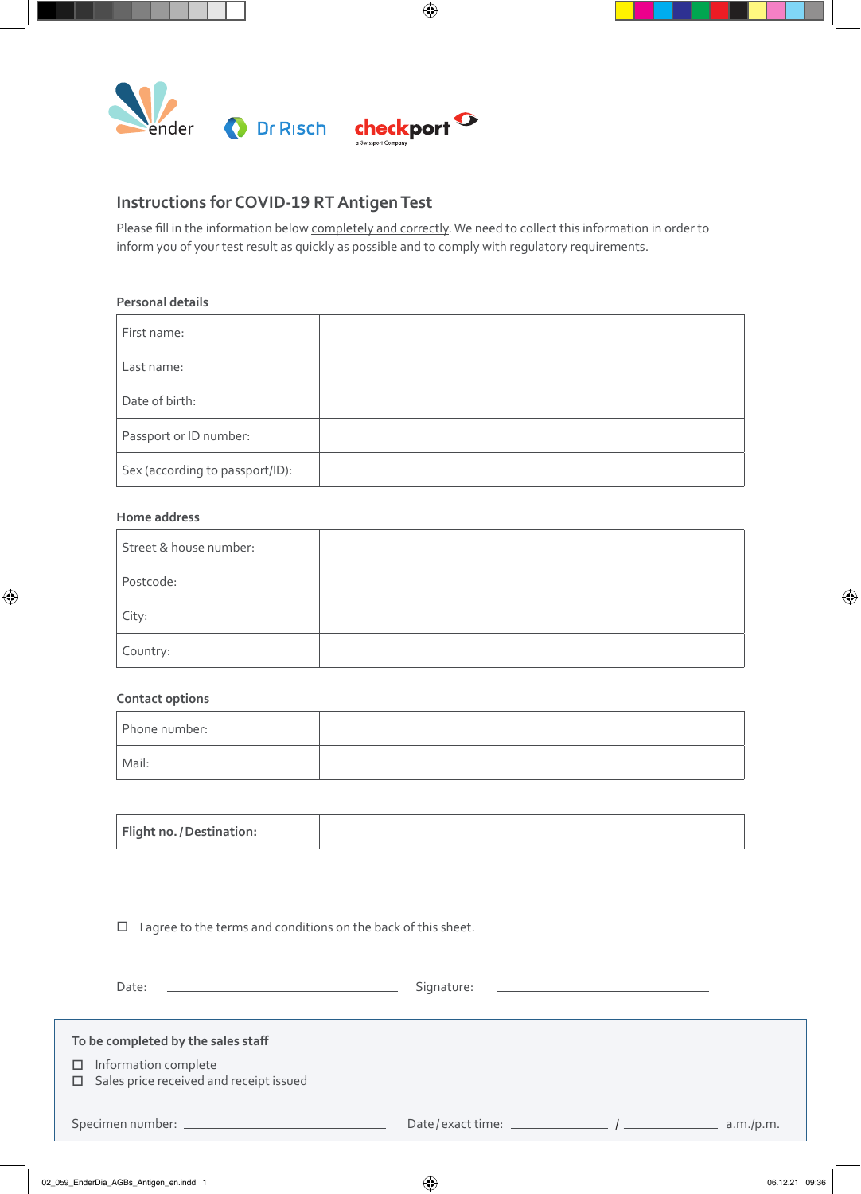ender Dr Risch checkport a Swissport Company

## Instructions for COVID-19 RT Antigen Test

Please fill in the information below completely and correctly. We need to collect this information in order to inform you of your test result as quickly as possible and to comply with regulatory requirements.

**Personal details**

| | |
|---|---|
| First name: | |
| Last name: | |
| Date of birth: | |
| Passport or ID number: | |
| Sex (according to passport/ID): | |

**Home address**

| | |
|---|---|
| Street & house number: | |
| Postcode: | |
| City: | |
| Country: | |

**Contact options**

| | |
|---|---|
| Phone number: | |
| Mail: | |

| | |
|---|---|
| **Flight no. / Destination:** | |

☐ I agree to the terms and conditions on the back of this sheet.

Date: ______________________ Signature: ______________________

**To be completed by the sales staff**

☐ Information complete
☐ Sales price received and receipt issued

Specimen number: ______________________ Date / exact time: ____________ / ____________ a.m./p.m.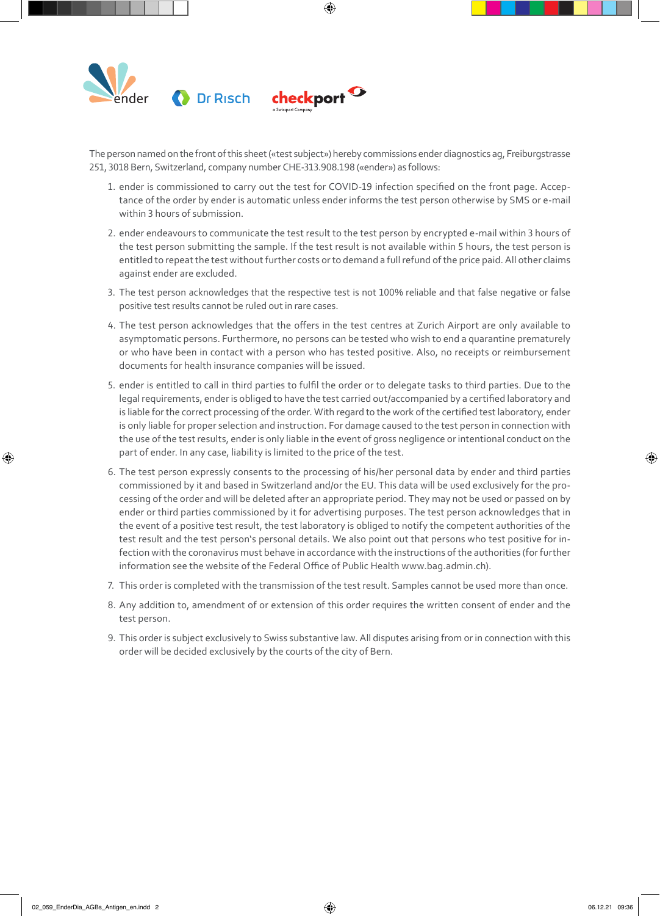The person named on the front of this sheet («test subject») hereby commissions ender diagnostics ag, Freiburgstrasse 251, 3018 Bern, Switzerland, company number CHE-313.908.198 («ender») as follows:

1. ender is commissioned to carry out the test for COVID-19 infection specified on the front page. Acceptance of the order by ender is automatic unless ender informs the test person otherwise by SMS or e-mail within 3 hours of submission.
2. ender endeavours to communicate the test result to the test person by encrypted e-mail within 3 hours of the test person submitting the sample. If the test result is not available within 5 hours, the test person is entitled to repeat the test without further costs or to demand a full refund of the price paid. All other claims against ender are excluded.
3. The test person acknowledges that the respective test is not 100% reliable and that false negative or false positive test results cannot be ruled out in rare cases.
4. The test person acknowledges that the offers in the test centres at Zurich Airport are only available to asymptomatic persons. Furthermore, no persons can be tested who wish to end a quarantine prematurely or who have been in contact with a person who has tested positive. Also, no receipts or reimbursement documents for health insurance companies will be issued.
5. ender is entitled to call in third parties to fulfil the order or to delegate tasks to third parties. Due to the legal requirements, ender is obliged to have the test carried out/accompanied by a certified laboratory and is liable for the correct processing of the order. With regard to the work of the certified test laboratory, ender is only liable for proper selection and instruction. For damage caused to the test person in connection with the use of the test results, ender is only liable in the event of gross negligence or intentional conduct on the part of ender. In any case, liability is limited to the price of the test.
6. The test person expressly consents to the processing of his/her personal data by ender and third parties commissioned by it and based in Switzerland and/or the EU. This data will be used exclusively for the processing of the order and will be deleted after an appropriate period. They may not be used or passed on by ender or third parties commissioned by it for advertising purposes. The test person acknowledges that in the event of a positive test result, the test laboratory is obliged to notify the competent authorities of the test result and the test person's personal details. We also point out that persons who test positive for infection with the coronavirus must behave in accordance with the instructions of the authorities (for further information see the website of the Federal Office of Public Health www.bag.admin.ch).
7. This order is completed with the transmission of the test result. Samples cannot be used more than once.
8. Any addition to, amendment of or extension of this order requires the written consent of ender and the test person.
9. This order is subject exclusively to Swiss substantive law. All disputes arising from or in connection with this order will be decided exclusively by the courts of the city of Bern.